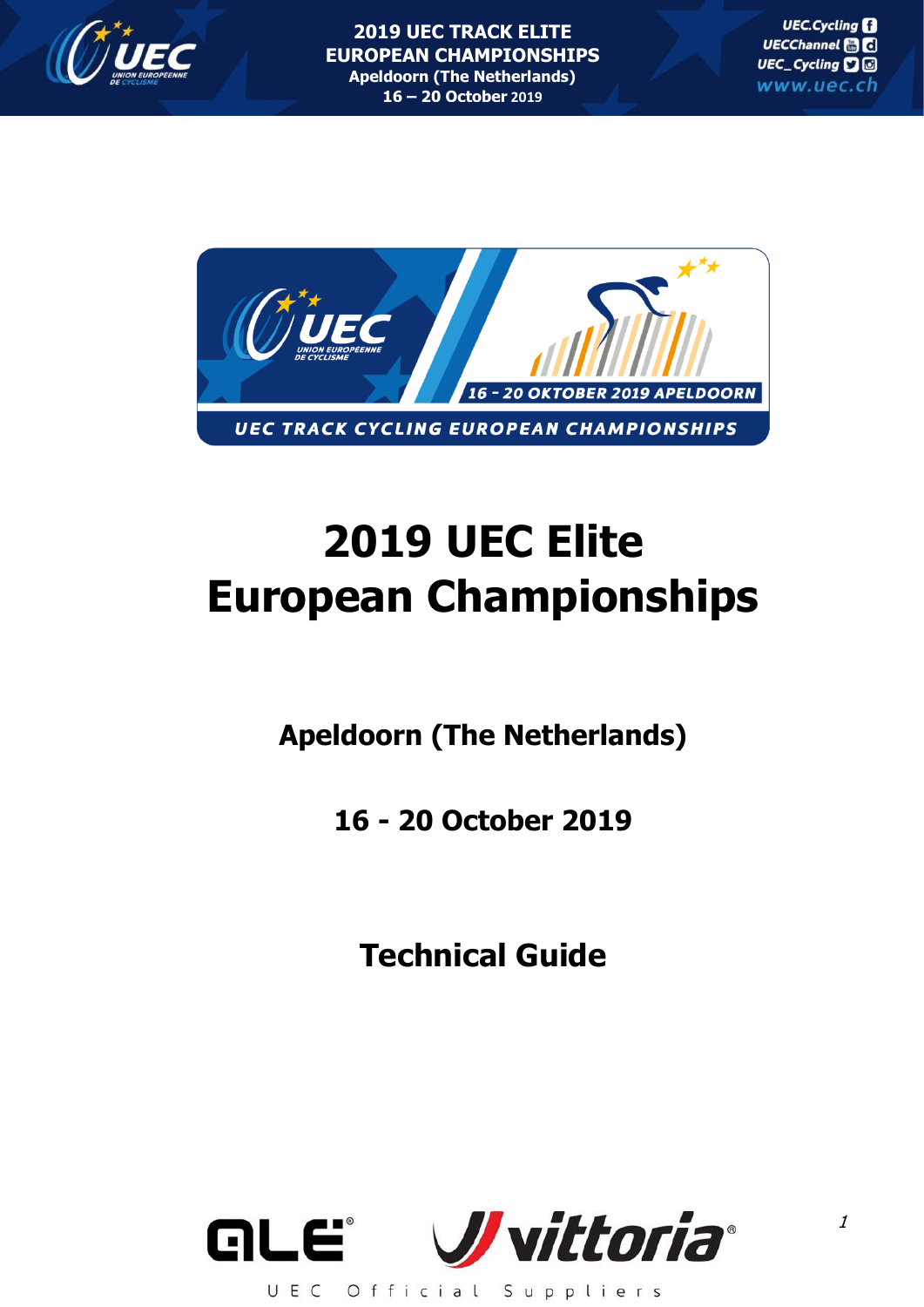# 2019 UEC Elite European Championships

**Apeldoorn (The Netherlands)**

**16 - 20 October 2019**

**Technical Guide**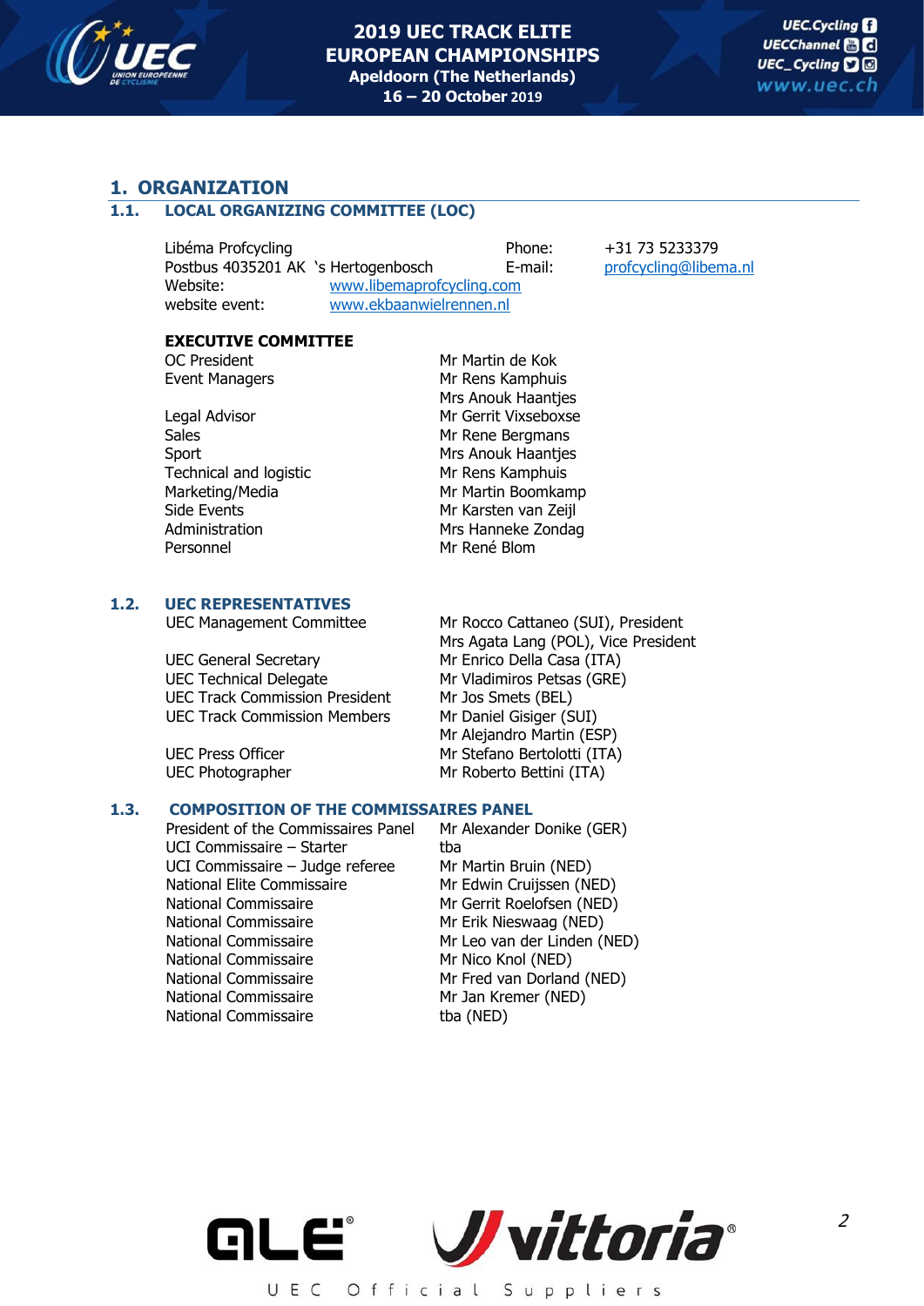# 1. ORGANIZATION

## 1.1. LOCAL ORGANIZING COMMITTEE (LOC)

Libéma Profcycling
Postbus 4035201 AK 's Hertogenbosch
Phone: +31 73 5233379
E-mail: profcycling@libema.nl
Website: www.libemaprofcycling.com
website event: www.ekbaanwielrennen.nl

**EXECUTIVE COMMITTEE**

| | |
|---|---|
| OC President | Mr Martin de Kok |
| Event Managers | Mr Rens Kamphuis |
| | Mrs Anouk Haantjes |
| Legal Advisor | Mr Gerrit Vixseboxse |
| Sales | Mr Rene Bergmans |
| Sport | Mrs Anouk Haantjes |
| Technical and logistic | Mr Rens Kamphuis |
| Marketing/Media | Mr Martin Boomkamp |
| Side Events | Mr Karsten van Zeijl |
| Administration | Mrs Hanneke Zondag |
| Personnel | Mr René Blom |

## 1.2. UEC REPRESENTATIVES

| | |
|---|---|
| UEC Management Committee | Mr Rocco Cattaneo (SUI), President |
| | Mrs Agata Lang (POL), Vice President |
| UEC General Secretary | Mr Enrico Della Casa (ITA) |
| UEC Technical Delegate | Mr Vladimiros Petsas (GRE) |
| UEC Track Commission President | Mr Jos Smets (BEL) |
| UEC Track Commission Members | Mr Daniel Gisiger (SUI) |
| | Mr Alejandro Martin (ESP) |
| UEC Press Officer | Mr Stefano Bertolotti (ITA) |
| UEC Photographer | Mr Roberto Bettini (ITA) |

## 1.3. COMPOSITION OF THE COMMISSAIRES PANEL

| | |
|---|---|
| President of the Commissaires Panel | Mr Alexander Donike (GER) |
| UCI Commissaire – Starter | tba |
| UCI Commissaire – Judge referee | Mr Martin Bruin (NED) |
| National Elite Commissaire | Mr Edwin Cruijssen (NED) |
| National Commissaire | Mr Gerrit Roelofsen (NED) |
| National Commissaire | Mr Erik Nieswaag (NED) |
| National Commissaire | Mr Leo van der Linden (NED) |
| National Commissaire | Mr Nico Knol (NED) |
| National Commissaire | Mr Fred van Dorland (NED) |
| National Commissaire | Mr Jan Kremer (NED) |
| National Commissaire | tba (NED) |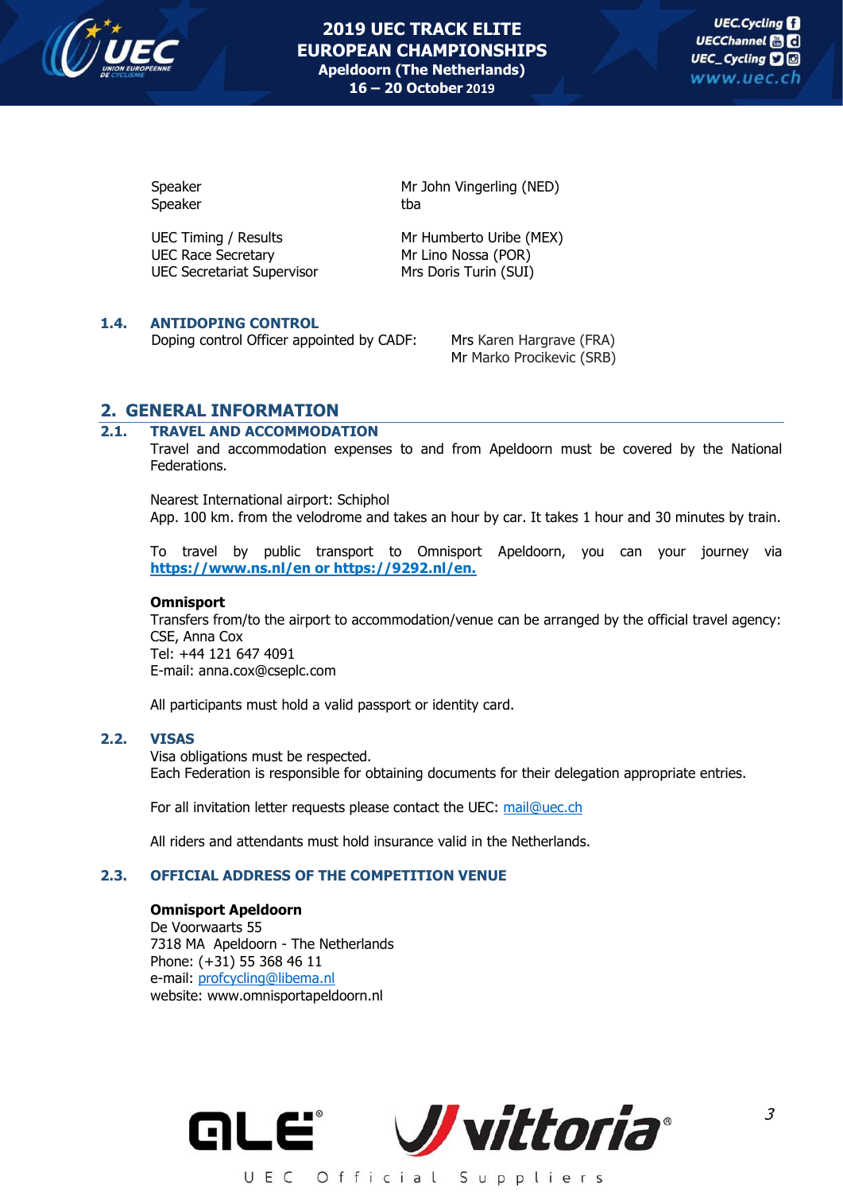| | |
|---|---|
| Speaker | Mr John Vingerling (NED) |
| Speaker | tba |
| UEC Timing / Results | Mr Humberto Uribe (MEX) |
| UEC Race Secretary | Mr Lino Nossa (POR) |
| UEC Secretariat Supervisor | Mrs Doris Turin (SUI) |

### 1.4. ANTIDOPING CONTROL

Doping control Officer appointed by CADF: Mrs Karen Hargrave (FRA)
Mr Marko Procikevic (SRB)

## 2. GENERAL INFORMATION

### 2.1. TRAVEL AND ACCOMMODATION

Travel and accommodation expenses to and from Apeldoorn must be covered by the National Federations.

Nearest International airport: Schiphol
App. 100 km. from the velodrome and takes an hour by car. It takes 1 hour and 30 minutes by train.

To travel by public transport to Omnisport Apeldoorn, you can your journey via **https://www.ns.nl/en or https://9292.nl/en.**

**Omnisport**
Transfers from/to the airport to accommodation/venue can be arranged by the official travel agency:
CSE, Anna Cox
Tel: +44 121 647 4091
E-mail: anna.cox@cseplc.com

All participants must hold a valid passport or identity card.

### 2.2. VISAS

Visa obligations must be respected.
Each Federation is responsible for obtaining documents for their delegation appropriate entries.

For all invitation letter requests please contact the UEC: mail@uec.ch

All riders and attendants must hold insurance valid in the Netherlands.

### 2.3. OFFICIAL ADDRESS OF THE COMPETITION VENUE

**Omnisport Apeldoorn**
De Voorwaarts 55
7318 MA Apeldoorn - The Netherlands
Phone: (+31) 55 368 46 11
e-mail: profcycling@libema.nl
website: www.omnisportapeldoorn.nl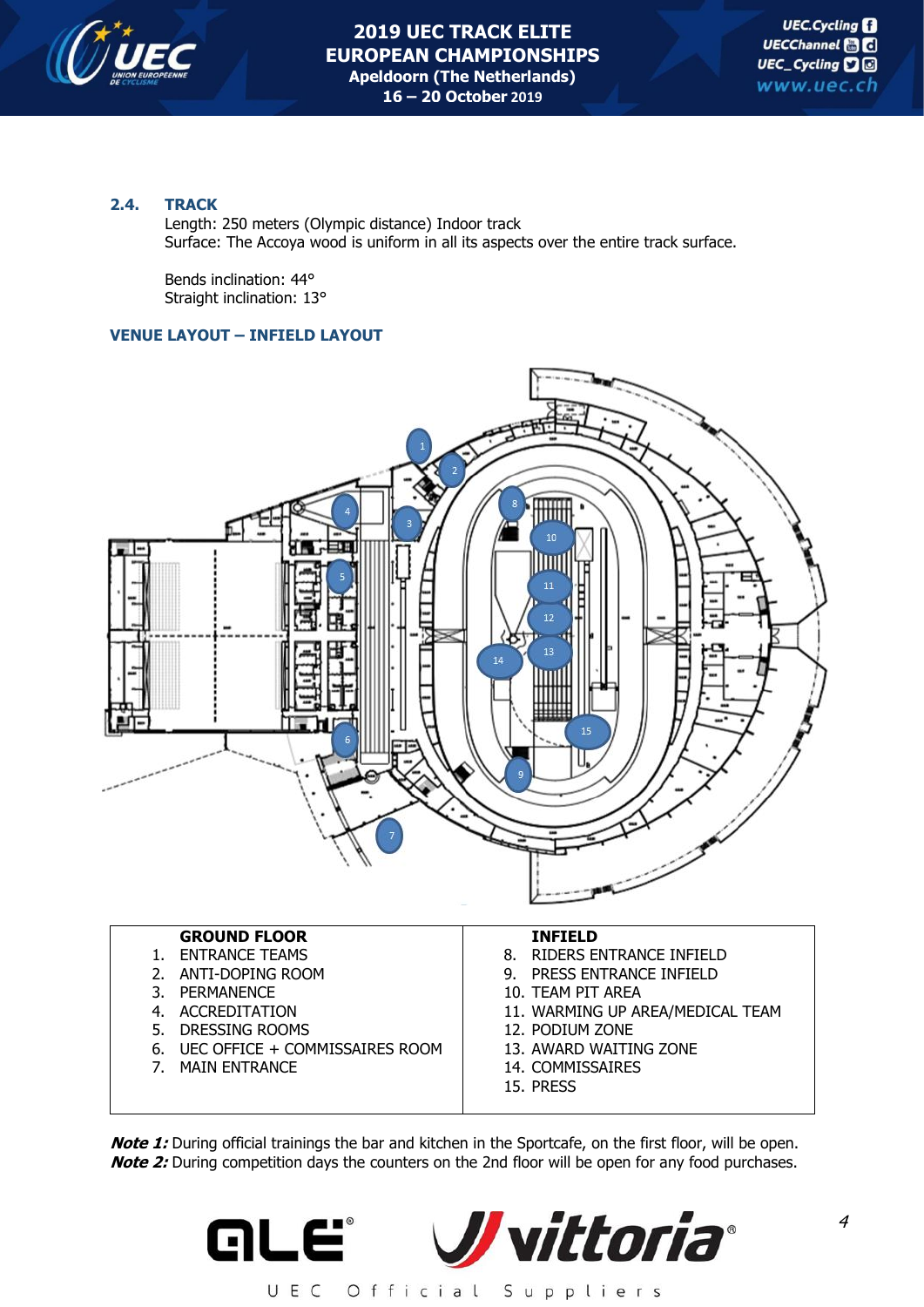## 2.4. TRACK

Length: 250 meters (Olympic distance) Indoor track

Surface: The Accoya wood is uniform in all its aspects over the entire track surface.

Bends inclination: 44°

Straight inclination: 13°

### VENUE LAYOUT – INFIELD LAYOUT

| GROUND FLOOR | INFIELD |
|---|---|
| 1. ENTRANCE TEAMS | 8. RIDERS ENTRANCE INFIELD |
| 2. ANTI-DOPING ROOM | 9. PRESS ENTRANCE INFIELD |
| 3. PERMANENCE | 10. TEAM PIT AREA |
| 4. ACCREDITATION | 11. WARMING UP AREA/MEDICAL TEAM |
| 5. DRESSING ROOMS | 12. PODIUM ZONE |
| 6. UEC OFFICE + COMMISSAIRES ROOM | 13. AWARD WAITING ZONE |
| 7. MAIN ENTRANCE | 14. COMMISSAIRES |
| | 15. PRESS |

***Note 1:*** During official trainings the bar and kitchen in the Sportcafe, on the first floor, will be open.

***Note 2:*** During competition days the counters on the 2nd floor will be open for any food purchases.

UEC Official Suppliers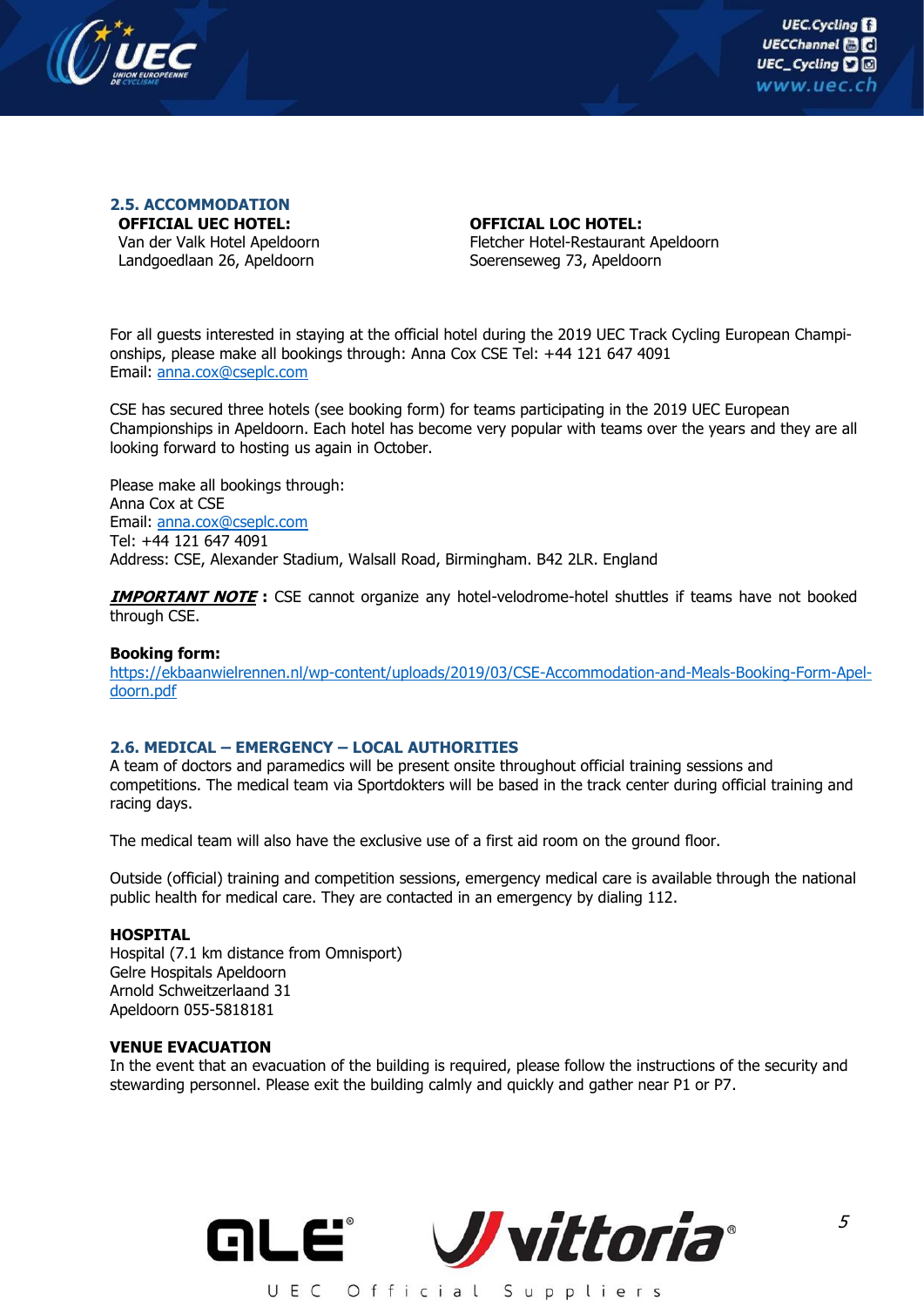## 2.5. ACCOMMODATION

**OFFICIAL UEC HOTEL:**
Van der Valk Hotel Apeldoorn
Landgoedlaan 26, Apeldoorn

**OFFICIAL LOC HOTEL:**
Fletcher Hotel-Restaurant Apeldoorn
Soerenseweg 73, Apeldoorn

For all guests interested in staying at the official hotel during the 2019 UEC Track Cycling European Championships, please make all bookings through: Anna Cox CSE Tel: +44 121 647 4091
Email: anna.cox@cseplc.com

CSE has secured three hotels (see booking form) for teams participating in the 2019 UEC European Championships in Apeldoorn. Each hotel has become very popular with teams over the years and they are all looking forward to hosting us again in October.

Please make all bookings through:
Anna Cox at CSE
Email: anna.cox@cseplc.com
Tel: +44 121 647 4091
Address: CSE, Alexander Stadium, Walsall Road, Birmingham. B42 2LR. England

***IMPORTANT NOTE*** **:** CSE cannot organize any hotel-velodrome-hotel shuttles if teams have not booked through CSE.

**Booking form:**
https://ekbaanwielrennen.nl/wp-content/uploads/2019/03/CSE-Accommodation-and-Meals-Booking-Form-Apeldoorn.pdf

## 2.6. MEDICAL – EMERGENCY – LOCAL AUTHORITIES

A team of doctors and paramedics will be present onsite throughout official training sessions and competitions. The medical team via Sportdokters will be based in the track center during official training and racing days.

The medical team will also have the exclusive use of a first aid room on the ground floor.

Outside (official) training and competition sessions, emergency medical care is available through the national public health for medical care. They are contacted in an emergency by dialing 112.

**HOSPITAL**
Hospital (7.1 km distance from Omnisport)
Gelre Hospitals Apeldoorn
Arnold Schweitzerlaand 31
Apeldoorn 055-5818181

**VENUE EVACUATION**
In the event that an evacuation of the building is required, please follow the instructions of the security and stewarding personnel. Please exit the building calmly and quickly and gather near P1 or P7.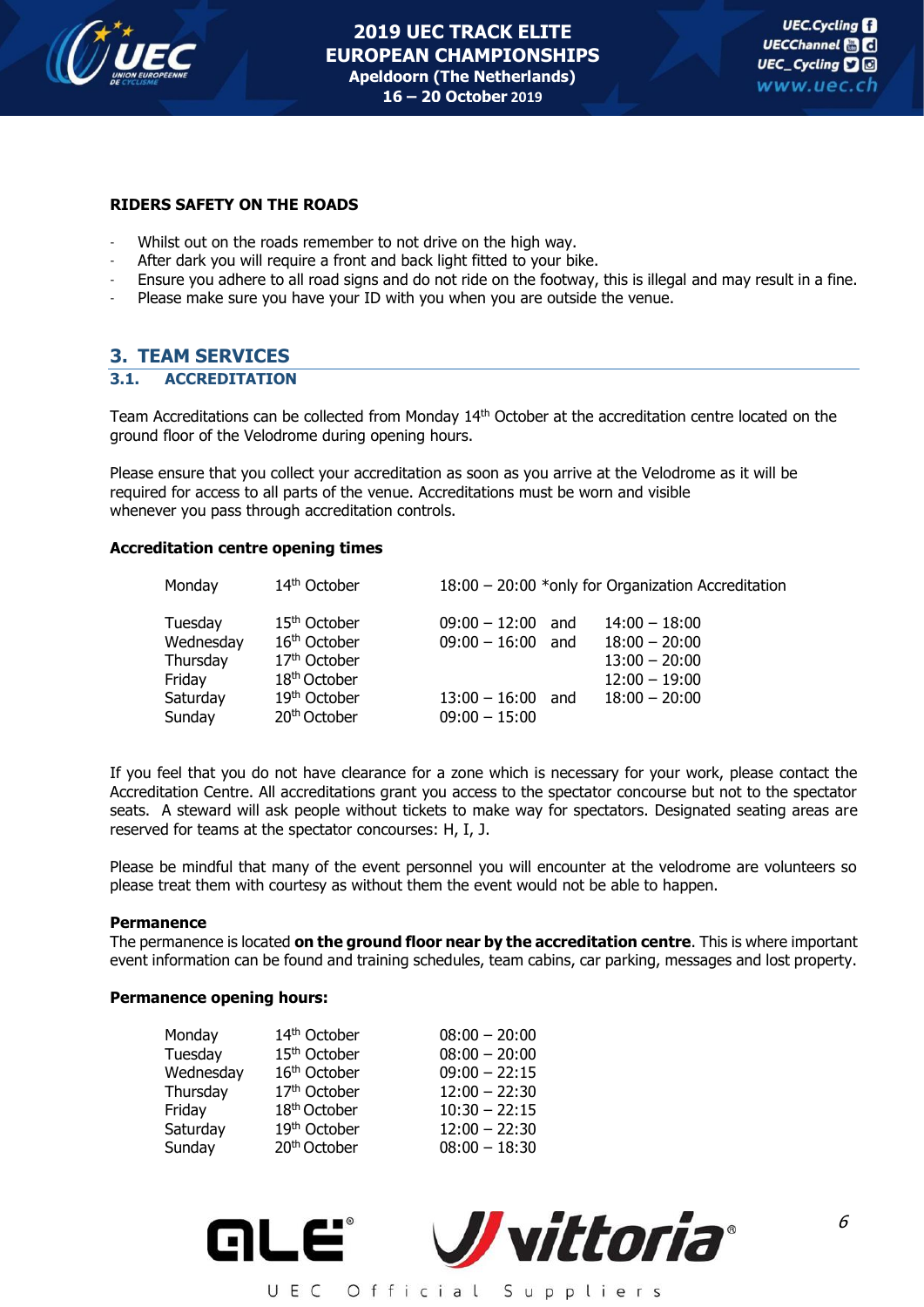**RIDERS SAFETY ON THE ROADS**

- Whilst out on the roads remember to not drive on the high way.
- After dark you will require a front and back light fitted to your bike.
- Ensure you adhere to all road signs and do not ride on the footway, this is illegal and may result in a fine.
- Please make sure you have your ID with you when you are outside the venue.

## 3. TEAM SERVICES

### 3.1. ACCREDITATION

Team Accreditations can be collected from Monday 14th October at the accreditation centre located on the ground floor of the Velodrome during opening hours.

Please ensure that you collect your accreditation as soon as you arrive at the Velodrome as it will be required for access to all parts of the venue. Accreditations must be worn and visible whenever you pass through accreditation controls.

**Accreditation centre opening times**

| | | | | |
|---|---|---|---|---|
| Monday | 14th October | 18:00 – 20:00 *only for Organization Accreditation | | |
| Tuesday | 15th October | 09:00 – 12:00 | and | 14:00 – 18:00 |
| Wednesday | 16th October | 09:00 – 16:00 | and | 18:00 – 20:00 |
| Thursday | 17th October | | | 13:00 – 20:00 |
| Friday | 18th October | | | 12:00 – 19:00 |
| Saturday | 19th October | 13:00 – 16:00 | and | 18:00 – 20:00 |
| Sunday | 20th October | 09:00 – 15:00 | | |

If you feel that you do not have clearance for a zone which is necessary for your work, please contact the Accreditation Centre. All accreditations grant you access to the spectator concourse but not to the spectator seats. A steward will ask people without tickets to make way for spectators. Designated seating areas are reserved for teams at the spectator concourses: H, I, J.

Please be mindful that many of the event personnel you will encounter at the velodrome are volunteers so please treat them with courtesy as without them the event would not be able to happen.

**Permanence**
The permanence is located **on the ground floor near by the accreditation centre**. This is where important event information can be found and training schedules, team cabins, car parking, messages and lost property.

**Permanence opening hours:**

| | | |
|---|---|---|
| Monday | 14th October | 08:00 – 20:00 |
| Tuesday | 15th October | 08:00 – 20:00 |
| Wednesday | 16th October | 09:00 – 22:15 |
| Thursday | 17th October | 12:00 – 22:30 |
| Friday | 18th October | 10:30 – 22:15 |
| Saturday | 19th October | 12:00 – 22:30 |
| Sunday | 20th October | 08:00 – 18:30 |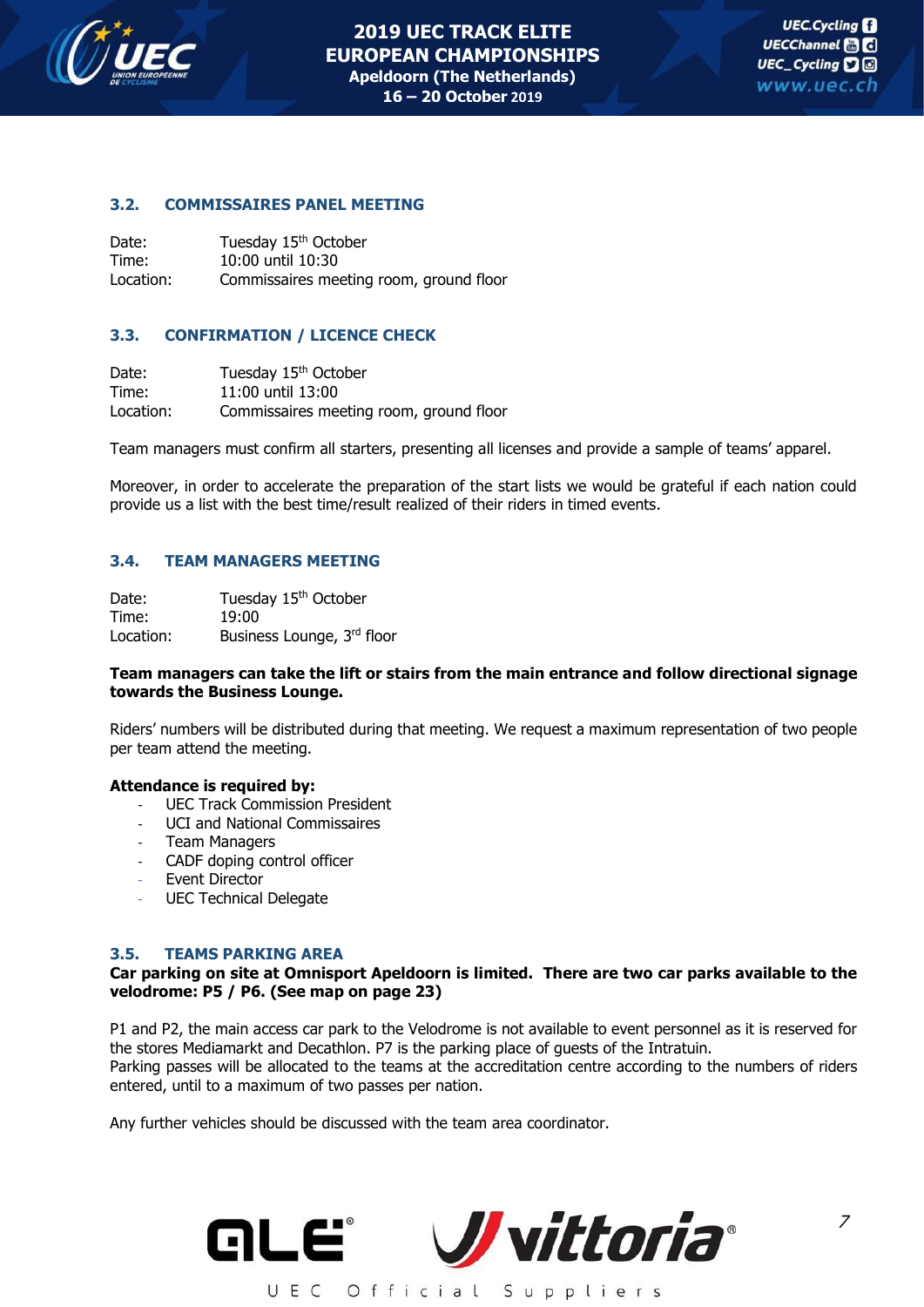### 3.2. COMMISSAIRES PANEL MEETING

Date: Tuesday 15th October
Time: 10:00 until 10:30
Location: Commissaires meeting room, ground floor

### 3.3. CONFIRMATION / LICENCE CHECK

Date: Tuesday 15th October
Time: 11:00 until 13:00
Location: Commissaires meeting room, ground floor

Team managers must confirm all starters, presenting all licenses and provide a sample of teams' apparel.

Moreover, in order to accelerate the preparation of the start lists we would be grateful if each nation could provide us a list with the best time/result realized of their riders in timed events.

### 3.4. TEAM MANAGERS MEETING

Date: Tuesday 15th October
Time: 19:00
Location: Business Lounge, 3rd floor

**Team managers can take the lift or stairs from the main entrance and follow directional signage towards the Business Lounge.**

Riders' numbers will be distributed during that meeting. We request a maximum representation of two people per team attend the meeting.

**Attendance is required by:**

- UEC Track Commission President
- UCI and National Commissaires
- Team Managers
- CADF doping control officer
- Event Director
- UEC Technical Delegate

### 3.5. TEAMS PARKING AREA

**Car parking on site at Omnisport Apeldoorn is limited. There are two car parks available to the velodrome: P5 / P6. (See map on page 23)**

P1 and P2, the main access car park to the Velodrome is not available to event personnel as it is reserved for the stores Mediamarkt and Decathlon. P7 is the parking place of guests of the Intratuin.
Parking passes will be allocated to the teams at the accreditation centre according to the numbers of riders entered, until to a maximum of two passes per nation.

Any further vehicles should be discussed with the team area coordinator.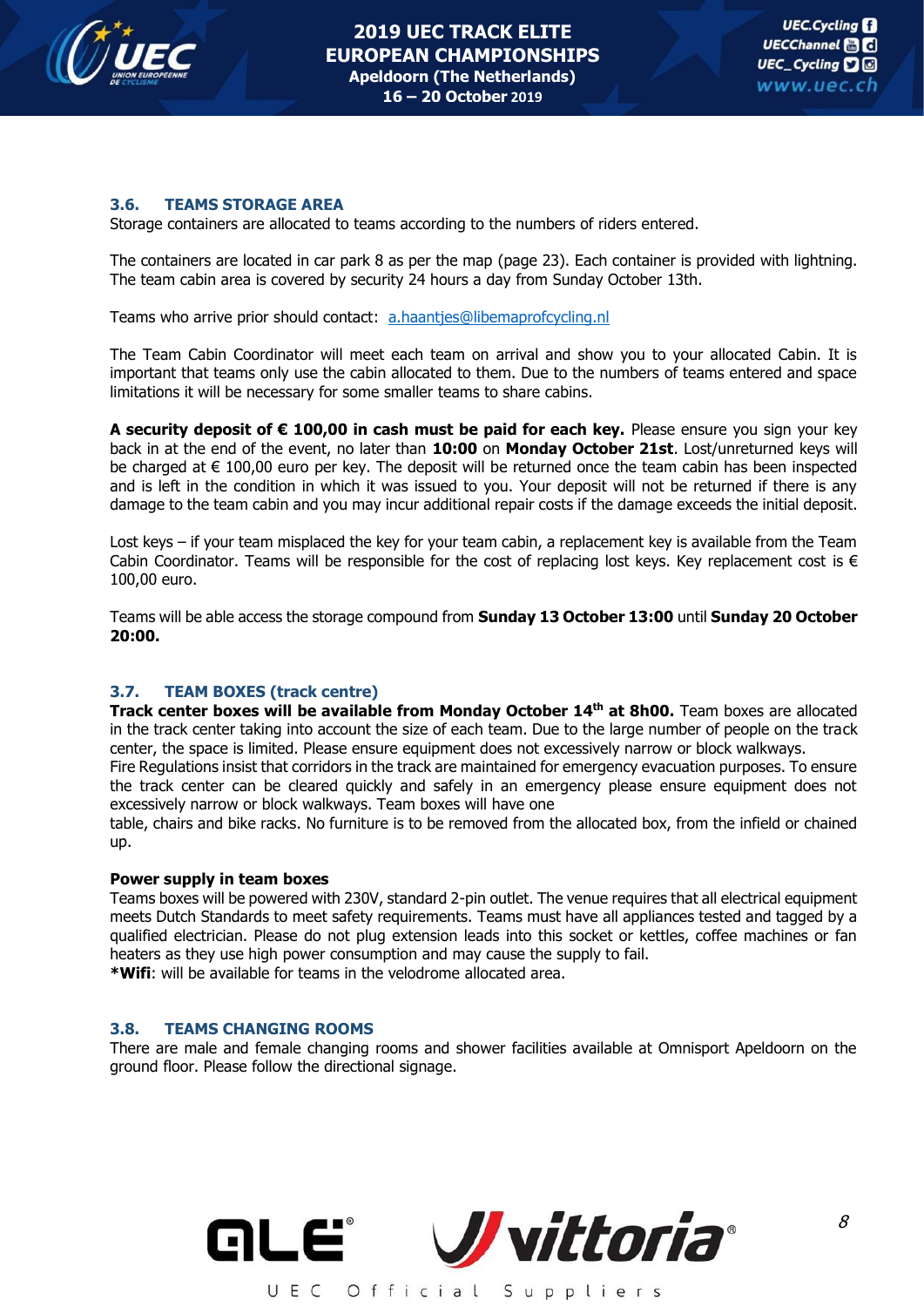### 3.6. TEAMS STORAGE AREA

Storage containers are allocated to teams according to the numbers of riders entered.

The containers are located in car park 8 as per the map (page 23). Each container is provided with lightning. The team cabin area is covered by security 24 hours a day from Sunday October 13th.

Teams who arrive prior should contact: a.haantjes@libemaprofcycling.nl

The Team Cabin Coordinator will meet each team on arrival and show you to your allocated Cabin. It is important that teams only use the cabin allocated to them. Due to the numbers of teams entered and space limitations it will be necessary for some smaller teams to share cabins.

**A security deposit of € 100,00 in cash must be paid for each key.** Please ensure you sign your key back in at the end of the event, no later than **10:00** on **Monday October 21st**. Lost/unreturned keys will be charged at € 100,00 euro per key. The deposit will be returned once the team cabin has been inspected and is left in the condition in which it was issued to you. Your deposit will not be returned if there is any damage to the team cabin and you may incur additional repair costs if the damage exceeds the initial deposit.

Lost keys – if your team misplaced the key for your team cabin, a replacement key is available from the Team Cabin Coordinator. Teams will be responsible for the cost of replacing lost keys. Key replacement cost is € 100,00 euro.

Teams will be able access the storage compound from **Sunday 13 October 13:00** until **Sunday 20 October 20:00.**

### 3.7. TEAM BOXES (track centre)

**Track center boxes will be available from Monday October 14th at 8h00.** Team boxes are allocated in the track center taking into account the size of each team. Due to the large number of people on the track center, the space is limited. Please ensure equipment does not excessively narrow or block walkways.
Fire Regulations insist that corridors in the track are maintained for emergency evacuation purposes. To ensure the track center can be cleared quickly and safely in an emergency please ensure equipment does not excessively narrow or block walkways. Team boxes will have one
table, chairs and bike racks. No furniture is to be removed from the allocated box, from the infield or chained up.

**Power supply in team boxes**

Teams boxes will be powered with 230V, standard 2-pin outlet. The venue requires that all electrical equipment meets Dutch Standards to meet safety requirements. Teams must have all appliances tested and tagged by a qualified electrician. Please do not plug extension leads into this socket or kettles, coffee machines or fan heaters as they use high power consumption and may cause the supply to fail.
***Wifi**: will be available for teams in the velodrome allocated area.

### 3.8. TEAMS CHANGING ROOMS

There are male and female changing rooms and shower facilities available at Omnisport Apeldoorn on the ground floor. Please follow the directional signage.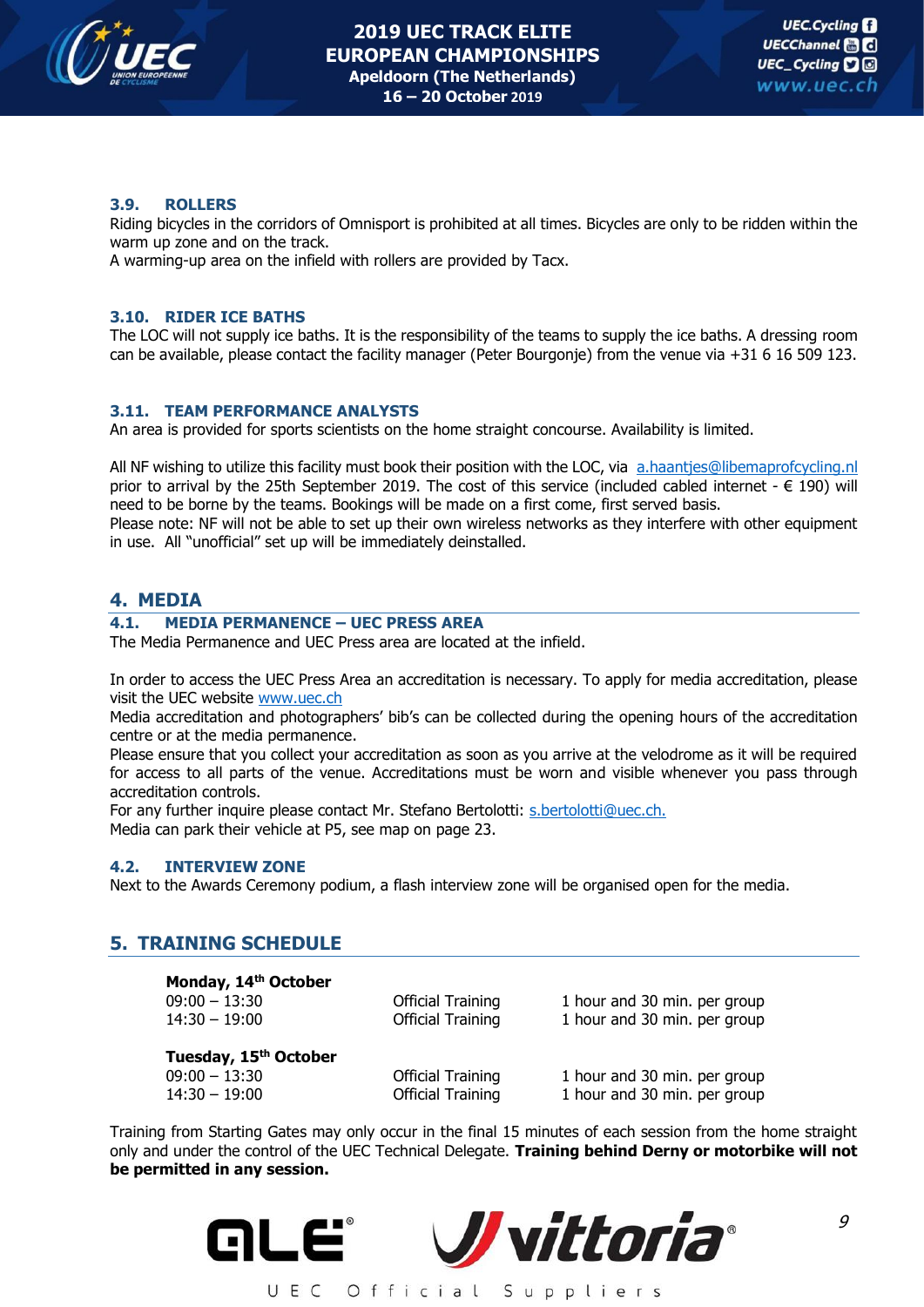### 3.9. ROLLERS

Riding bicycles in the corridors of Omnisport is prohibited at all times. Bicycles are only to be ridden within the warm up zone and on the track.
A warming-up area on the infield with rollers are provided by Tacx.

### 3.10. RIDER ICE BATHS

The LOC will not supply ice baths. It is the responsibility of the teams to supply the ice baths. A dressing room can be available, please contact the facility manager (Peter Bourgonje) from the venue via +31 6 16 509 123.

### 3.11. TEAM PERFORMANCE ANALYSTS

An area is provided for sports scientists on the home straight concourse. Availability is limited.

All NF wishing to utilize this facility must book their position with the LOC, via a.haantjes@libemaprofcycling.nl prior to arrival by the 25th September 2019. The cost of this service (included cabled internet - € 190) will need to be borne by the teams. Bookings will be made on a first come, first served basis.
Please note: NF will not be able to set up their own wireless networks as they interfere with other equipment in use. All "unofficial" set up will be immediately deinstalled.

## 4. MEDIA

### 4.1. MEDIA PERMANENCE – UEC PRESS AREA

The Media Permanence and UEC Press area are located at the infield.

In order to access the UEC Press Area an accreditation is necessary. To apply for media accreditation, please visit the UEC website www.uec.ch
Media accreditation and photographers' bib's can be collected during the opening hours of the accreditation centre or at the media permanence.
Please ensure that you collect your accreditation as soon as you arrive at the velodrome as it will be required for access to all parts of the venue. Accreditations must be worn and visible whenever you pass through accreditation controls.
For any further inquire please contact Mr. Stefano Bertolotti: s.bertolotti@uec.ch.
Media can park their vehicle at P5, see map on page 23.

### 4.2. INTERVIEW ZONE

Next to the Awards Ceremony podium, a flash interview zone will be organised open for the media.

## 5. TRAINING SCHEDULE

**Monday, 14th October**

| | | |
|---|---|---|
| 09:00 – 13:30 | Official Training | 1 hour and 30 min. per group |
| 14:30 – 19:00 | Official Training | 1 hour and 30 min. per group |

**Tuesday, 15th October**

| | | |
|---|---|---|
| 09:00 – 13:30 | Official Training | 1 hour and 30 min. per group |
| 14:30 – 19:00 | Official Training | 1 hour and 30 min. per group |

Training from Starting Gates may only occur in the final 15 minutes of each session from the home straight only and under the control of the UEC Technical Delegate. **Training behind Derny or motorbike will not be permitted in any session.**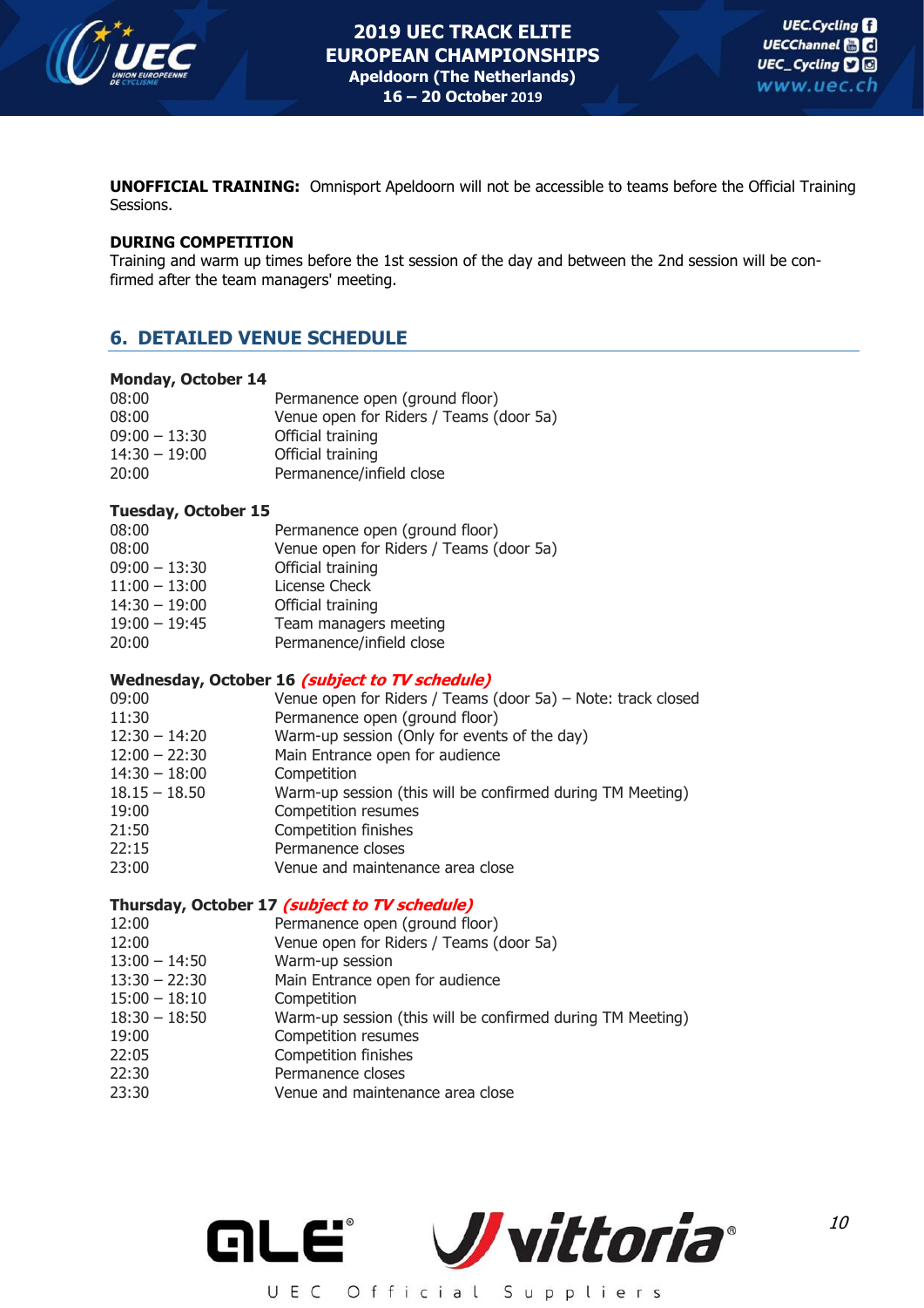**UNOFFICIAL TRAINING:** Omnisport Apeldoorn will not be accessible to teams before the Official Training Sessions.

**DURING COMPETITION**
Training and warm up times before the 1st session of the day and between the 2nd session will be confirmed after the team managers' meeting.

## 6. DETAILED VENUE SCHEDULE

**Monday, October 14**

| | |
|---|---|
| 08:00 | Permanence open (ground floor) |
| 08:00 | Venue open for Riders / Teams (door 5a) |
| 09:00 – 13:30 | Official training |
| 14:30 – 19:00 | Official training |
| 20:00 | Permanence/infield close |

**Tuesday, October 15**

| | |
|---|---|
| 08:00 | Permanence open (ground floor) |
| 08:00 | Venue open for Riders / Teams (door 5a) |
| 09:00 – 13:30 | Official training |
| 11:00 – 13:00 | License Check |
| 14:30 – 19:00 | Official training |
| 19:00 – 19:45 | Team managers meeting |
| 20:00 | Permanence/infield close |

**Wednesday, October 16** ***(subject to TV schedule)***

| | |
|---|---|
| 09:00 | Venue open for Riders / Teams (door 5a) – Note: track closed |
| 11:30 | Permanence open (ground floor) |
| 12:30 – 14:20 | Warm-up session (Only for events of the day) |
| 12:00 – 22:30 | Main Entrance open for audience |
| 14:30 – 18:00 | Competition |
| 18.15 – 18.50 | Warm-up session (this will be confirmed during TM Meeting) |
| 19:00 | Competition resumes |
| 21:50 | Competition finishes |
| 22:15 | Permanence closes |
| 23:00 | Venue and maintenance area close |

**Thursday, October 17** ***(subject to TV schedule)***

| | |
|---|---|
| 12:00 | Permanence open (ground floor) |
| 12:00 | Venue open for Riders / Teams (door 5a) |
| 13:00 – 14:50 | Warm-up session |
| 13:30 – 22:30 | Main Entrance open for audience |
| 15:00 – 18:10 | Competition |
| 18:30 – 18:50 | Warm-up session (this will be confirmed during TM Meeting) |
| 19:00 | Competition resumes |
| 22:05 | Competition finishes |
| 22:30 | Permanence closes |
| 23:30 | Venue and maintenance area close |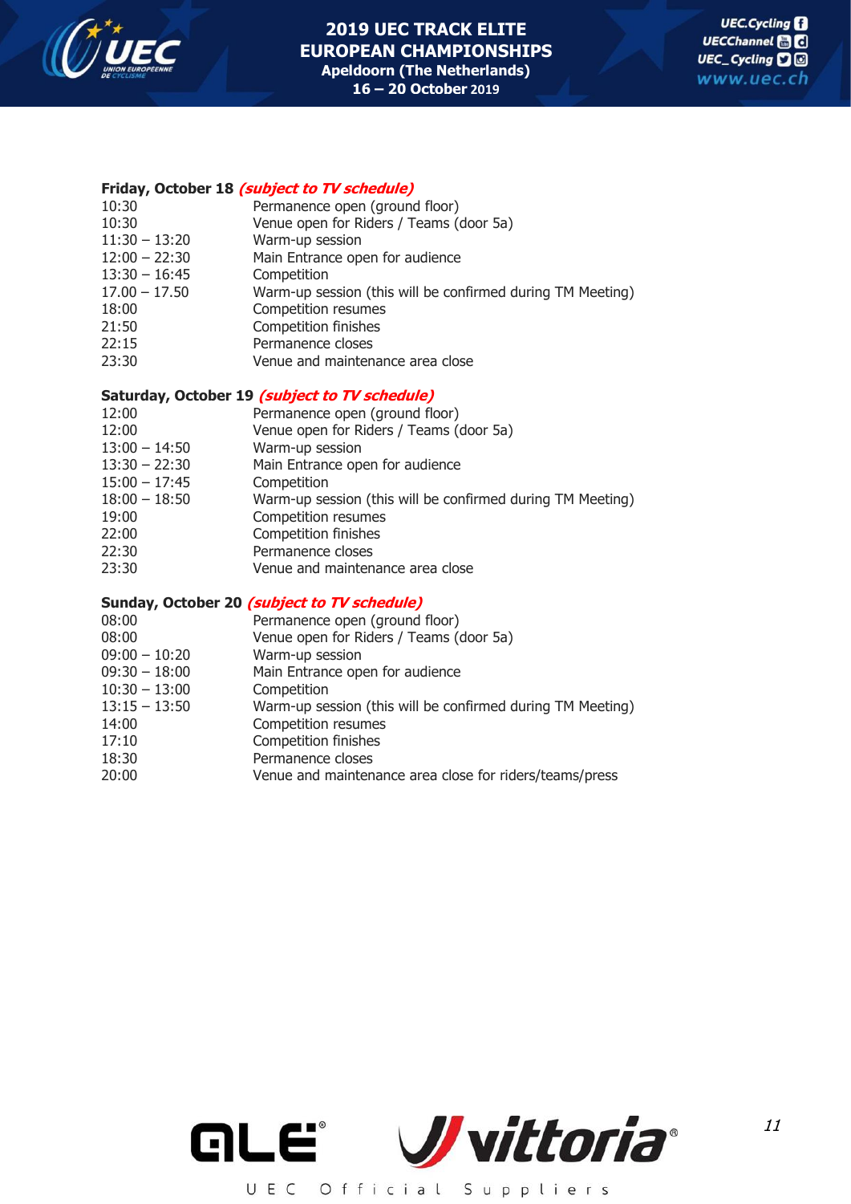**Friday, October 18** ***(subject to TV schedule)***

| | |
|---|---|
| 10:30 | Permanence open (ground floor) |
| 10:30 | Venue open for Riders / Teams (door 5a) |
| 11:30 – 13:20 | Warm-up session |
| 12:00 – 22:30 | Main Entrance open for audience |
| 13:30 – 16:45 | Competition |
| 17.00 – 17.50 | Warm-up session (this will be confirmed during TM Meeting) |
| 18:00 | Competition resumes |
| 21:50 | Competition finishes |
| 22:15 | Permanence closes |
| 23:30 | Venue and maintenance area close |

**Saturday, October 19** ***(subject to TV schedule)***

| | |
|---|---|
| 12:00 | Permanence open (ground floor) |
| 12:00 | Venue open for Riders / Teams (door 5a) |
| 13:00 – 14:50 | Warm-up session |
| 13:30 – 22:30 | Main Entrance open for audience |
| 15:00 – 17:45 | Competition |
| 18:00 – 18:50 | Warm-up session (this will be confirmed during TM Meeting) |
| 19:00 | Competition resumes |
| 22:00 | Competition finishes |
| 22:30 | Permanence closes |
| 23:30 | Venue and maintenance area close |

**Sunday, October 20** ***(subject to TV schedule)***

| | |
|---|---|
| 08:00 | Permanence open (ground floor) |
| 08:00 | Venue open for Riders / Teams (door 5a) |
| 09:00 – 10:20 | Warm-up session |
| 09:30 – 18:00 | Main Entrance open for audience |
| 10:30 – 13:00 | Competition |
| 13:15 – 13:50 | Warm-up session (this will be confirmed during TM Meeting) |
| 14:00 | Competition resumes |
| 17:10 | Competition finishes |
| 18:30 | Permanence closes |
| 20:00 | Venue and maintenance area close for riders/teams/press |

UEC Official Suppliers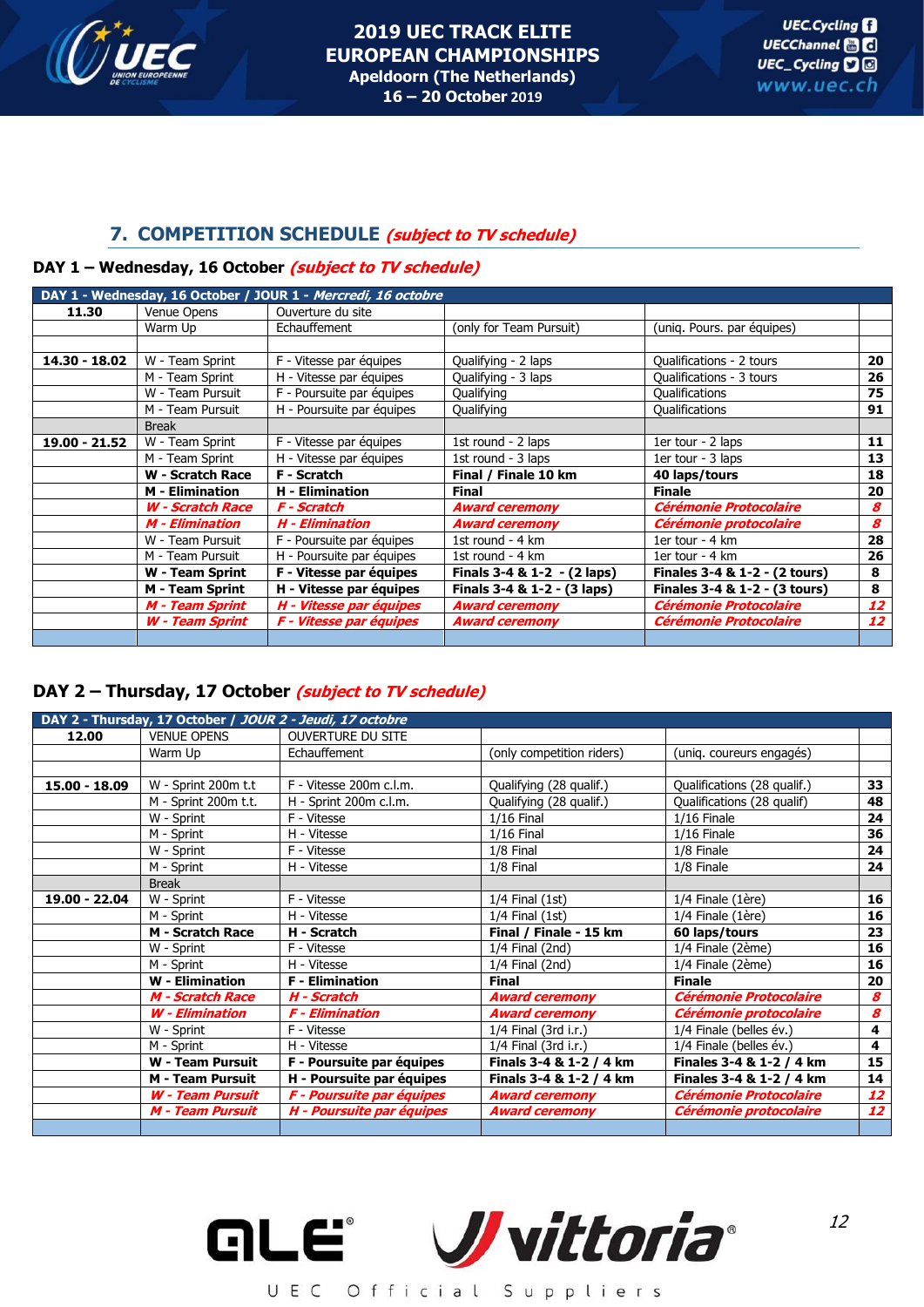## 7. COMPETITION SCHEDULE *(subject to TV schedule)*

### DAY 1 – Wednesday, 16 October *(subject to TV schedule)*

| DAY 1 - Wednesday, 16 October / JOUR 1 - *Mercredi, 16 octobre* | | | | | |
|---|---|---|---|---|---|
| **11.30** | Venue Opens | Ouverture du site | | | |
| | Warm Up | Echauffement | (only for Team Pursuit) | (uniq. Pours. par équipes) | |
| | | | | | |
| **14.30 - 18.02** | W - Team Sprint | F - Vitesse par équipes | Qualifying - 2 laps | Qualifications - 2 tours | **20** |
| | M - Team Sprint | H - Vitesse par équipes | Qualifying - 3 laps | Qualifications - 3 tours | **26** |
| | W - Team Pursuit | F - Poursuite par équipes | Qualifying | Qualifications | **75** |
| | M - Team Pursuit | H - Poursuite par équipes | Qualifying | Qualifications | **91** |
| | Break | | | | |
| **19.00 - 21.52** | W - Team Sprint | F - Vitesse par équipes | 1st round - 2 laps | 1er tour - 2 laps | **11** |
| | M - Team Sprint | H - Vitesse par équipes | 1st round - 3 laps | 1er tour - 3 laps | **13** |
| | **W - Scratch Race** | **F - Scratch** | **Final / Finale 10 km** | **40 laps/tours** | **18** |
| | **M - Elimination** | **H - Elimination** | **Final** | **Finale** | **20** |
| | ***W - Scratch Race*** | ***F - Scratch*** | ***Award ceremony*** | ***Cérémonie Protocolaire*** | ***8*** |
| | ***M - Elimination*** | ***H - Elimination*** | ***Award ceremony*** | ***Cérémonie protocolaire*** | ***8*** |
| | W - Team Pursuit | F - Poursuite par équipes | 1st round - 4 km | 1er tour - 4 km | **28** |
| | M - Team Pursuit | H - Poursuite par équipes | 1st round - 4 km | 1er tour - 4 km | **26** |
| | **W - Team Sprint** | **F - Vitesse par équipes** | **Finals 3-4 & 1-2 - (2 laps)** | **Finales 3-4 & 1-2 - (2 tours)** | **8** |
| | **M - Team Sprint** | **H - Vitesse par équipes** | **Finals 3-4 & 1-2 - (3 laps)** | **Finales 3-4 & 1-2 - (3 tours)** | **8** |
| | ***M - Team Sprint*** | ***H - Vitesse par équipes*** | ***Award ceremony*** | ***Cérémonie Protocolaire*** | ***12*** |
| | ***W - Team Sprint*** | ***F - Vitesse par équipes*** | ***Award ceremony*** | ***Cérémonie Protocolaire*** | ***12*** |

### DAY 2 – Thursday, 17 October *(subject to TV schedule)*

| DAY 2 - Thursday, 17 October / *JOUR 2 - Jeudi, 17 octobre* | | | | | |
|---|---|---|---|---|---|
| **12.00** | VENUE OPENS | OUVERTURE DU SITE | | | |
| | Warm Up | Echauffement | (only competition riders) | (uniq. coureurs engagés) | |
| | | | | | |
| **15.00 - 18.09** | W - Sprint 200m t.t | F - Vitesse 200m c.l.m. | Qualifying (28 qualif.) | Qualifications (28 qualif.) | **33** |
| | M - Sprint 200m t.t. | H - Sprint 200m c.l.m. | Qualifying (28 qualif.) | Qualifications (28 qualif) | **48** |
| | W - Sprint | F - Vitesse | 1/16 Final | 1/16 Finale | **24** |
| | M - Sprint | H - Vitesse | 1/16 Final | 1/16 Finale | **36** |
| | W - Sprint | F - Vitesse | 1/8 Final | 1/8 Finale | **24** |
| | M - Sprint | H - Vitesse | 1/8 Final | 1/8 Finale | **24** |
| | Break | | | | |
| **19.00 - 22.04** | W - Sprint | F - Vitesse | 1/4 Final (1st) | 1/4 Finale (1ère) | **16** |
| | M - Sprint | H - Vitesse | 1/4 Final (1st) | 1/4 Finale (1ère) | **16** |
| | **M - Scratch Race** | **H - Scratch** | **Final / Finale - 15 km** | **60 laps/tours** | **23** |
| | W - Sprint | F - Vitesse | 1/4 Final (2nd) | 1/4 Finale (2ème) | **16** |
| | M - Sprint | H - Vitesse | 1/4 Final (2nd) | 1/4 Finale (2ème) | **16** |
| | **W - Elimination** | **F - Elimination** | **Final** | **Finale** | **20** |
| | ***M - Scratch Race*** | ***H - Scratch*** | ***Award ceremony*** | ***Cérémonie Protocolaire*** | ***8*** |
| | ***W - Elimination*** | ***F - Elimination*** | ***Award ceremony*** | ***Cérémonie protocolaire*** | ***8*** |
| | W - Sprint | F - Vitesse | 1/4 Final (3rd i.r.) | 1/4 Finale (belles év.) | **4** |
| | M - Sprint | H - Vitesse | 1/4 Final (3rd i.r.) | 1/4 Finale (belles év.) | **4** |
| | **W - Team Pursuit** | **F - Poursuite par équipes** | **Finals 3-4 & 1-2 / 4 km** | **Finales 3-4 & 1-2 / 4 km** | **15** |
| | **M - Team Pursuit** | **H - Poursuite par équipes** | **Finals 3-4 & 1-2 / 4 km** | **Finales 3-4 & 1-2 / 4 km** | **14** |
| | ***W - Team Pursuit*** | ***F - Poursuite par équipes*** | ***Award ceremony*** | ***Cérémonie Protocolaire*** | ***12*** |
| | ***M - Team Pursuit*** | ***H - Poursuite par équipes*** | ***Award ceremony*** | ***Cérémonie protocolaire*** | ***12*** |

UEC Official Suppliers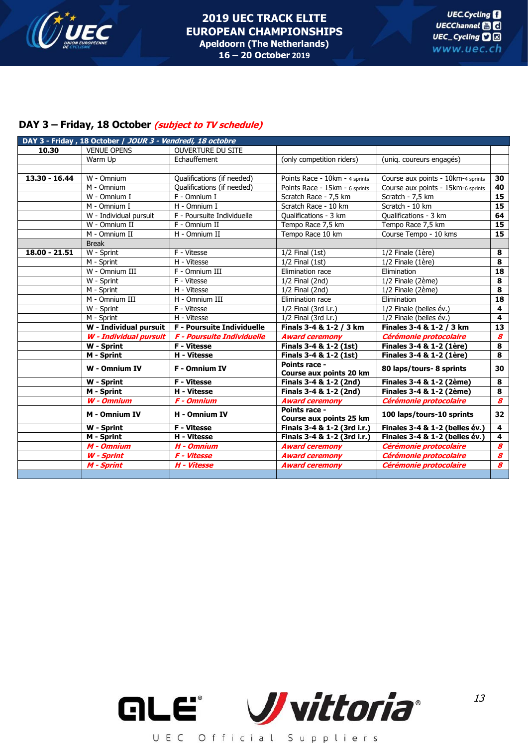# 2019 UEC TRACK ELITE EUROPEAN CHAMPIONSHIPS

**Apeldoorn (The Netherlands)**
**16 – 20 October 2019**

## DAY 3 – Friday, 18 October *(subject to TV schedule)*

| DAY 3 - Friday , 18 October / *JOUR 3 - Vendredi, 18 octobre* | | | | | |
|---|---|---|---|---|---|
| **10.30** | VENUE OPENS | OUVERTURE DU SITE | | | |
| | Warm Up | Echauffement | (only competition riders) | (uniq. coureurs engagés) | |
| | | | | | |
| **13.30 - 16.44** | W - Omnium | Qualifications (if needed) | Points Race - 10km - 4 sprints | Course aux points - 10km-4 sprints | **30** |
| | M - Omnium | Qualifications (if needed) | Points Race - 15km - 6 sprints | Course aux points - 15km-6 sprints | **40** |
| | W - Omnium I | F - Omnium I | Scratch Race - 7,5 km | Scratch - 7,5 km | **15** |
| | M - Omnium I | H - Omnium I | Scratch Race - 10 km | Scratch - 10 km | **15** |
| | W - Individual pursuit | F - Poursuite Individuelle | Qualifications - 3 km | Qualifications - 3 km | **64** |
| | W - Omnium II | F - Omnium II | Tempo Race 7,5 km | Tempo Race 7,5 km | **15** |
| | M - Omnium II | H - Omnium II | Tempo Race 10 km | Course Tempo - 10 kms | **15** |
| | Break | | | | |
| **18.00 - 21.51** | W - Sprint | F - Vitesse | 1/2 Final (1st) | 1/2 Finale (1ère) | **8** |
| | M - Sprint | H - Vitesse | 1/2 Final (1st) | 1/2 Finale (1ère) | **8** |
| | W - Omnium III | F - Omnium III | Elimination race | Elimination | **18** |
| | W - Sprint | F - Vitesse | 1/2 Final (2nd) | 1/2 Finale (2ème) | **8** |
| | M - Sprint | H - Vitesse | 1/2 Final (2nd) | 1/2 Finale (2ème) | **8** |
| | M - Omnium III | H - Omnium III | Elimination race | Elimination | **18** |
| | W - Sprint | F - Vitesse | 1/2 Final (3rd i.r.) | 1/2 Finale (belles év.) | **4** |
| | M - Sprint | H - Vitesse | 1/2 Final (3rd i.r.) | 1/2 Finale (belles év.) | **4** |
| | **W - Individual pursuit** | **F - Poursuite Individuelle** | **Finals 3-4 & 1-2 / 3 km** | **Finales 3-4 & 1-2 / 3 km** | **13** |
| | ***W - Individual pursuit*** | ***F - Poursuite Individuelle*** | ***Award ceremony*** | ***Cérémonie protocolaire*** | ***8*** |
| | **W - Sprint** | **F - Vitesse** | **Finals 3-4 & 1-2 (1st)** | **Finales 3-4 & 1-2 (1ère)** | **8** |
| | **M - Sprint** | **H - Vitesse** | **Finals 3-4 & 1-2 (1st)** | **Finales 3-4 & 1-2 (1ère)** | **8** |
| | **W - Omnium IV** | **F - Omnium IV** | **Points race - Course aux points 20 km** | **80 laps/tours- 8 sprints** | **30** |
| | **W - Sprint** | **F - Vitesse** | **Finals 3-4 & 1-2 (2nd)** | **Finales 3-4 & 1-2 (2ème)** | **8** |
| | **M - Sprint** | **H - Vitesse** | **Finals 3-4 & 1-2 (2nd)** | **Finales 3-4 & 1-2 (2ème)** | **8** |
| | ***W - Omnium*** | ***F - Omnium*** | ***Award ceremony*** | ***Cérémonie protocolaire*** | ***8*** |
| | **M - Omnium IV** | **H - Omnium IV** | **Points race - Course aux points 25 km** | **100 laps/tours-10 sprints** | **32** |
| | **W - Sprint** | **F - Vitesse** | **Finals 3-4 & 1-2 (3rd i.r.)** | **Finales 3-4 & 1-2 (belles év.)** | **4** |
| | **M - Sprint** | **H - Vitesse** | **Finals 3-4 & 1-2 (3rd i.r.)** | **Finales 3-4 & 1-2 (belles év.)** | **4** |
| | ***M - Omnium*** | ***H - Omnium*** | ***Award ceremony*** | ***Cérémonie protocolaire*** | ***8*** |
| | ***W - Sprint*** | ***F - Vitesse*** | ***Award ceremony*** | ***Cérémonie protocolaire*** | ***8*** |
| | ***M - Sprint*** | ***H - Vitesse*** | ***Award ceremony*** | ***Cérémonie protocolaire*** | ***8*** |

UEC Official Suppliers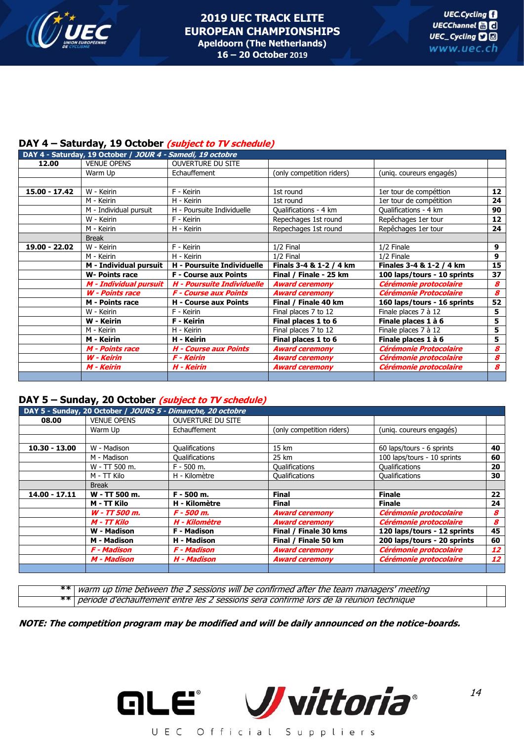## DAY 4 – Saturday, 19 October *(subject to TV schedule)*

| DAY 4 - Saturday, 19 October / JOUR 4 - Samedi, 19 octobre | | | | | |
|---|---|---|---|---|---|
| 12.00 | VENUE OPENS | OUVERTURE DU SITE | | | |
| | Warm Up | Echauffement | (only competition riders) | (uniq. coureurs engagés) | |
| | | | | | |
| 15.00 - 17.42 | W - Keirin | F - Keirin | 1st round | 1er tour de compéttion | 12 |
| | M - Keirin | H - Keirin | 1st round | 1er tour de compétition | 24 |
| | M - Individual pursuit | H - Poursuite Individuelle | Qualifications - 4 km | Qualifications - 4 km | 90 |
| | W - Keirin | F - Keirin | Repechages 1st round | Repêchages 1er tour | 12 |
| | M - Keirin | H - Keirin | Repechages 1st round | Repêchages 1er tour | 24 |
| | Break | | | | |
| 19.00 - 22.02 | W - Keirin | F - Keirin | 1/2 Final | 1/2 Finale | 9 |
| | M - Keirin | H - Keirin | 1/2 Final | 1/2 Finale | 9 |
| | **M - Individual pursuit** | **H - Poursuite Individuelle** | **Finals 3-4 & 1-2 / 4 km** | **Finales 3-4 & 1-2 / 4 km** | **15** |
| | **W- Points race** | **F - Course aux Points** | **Final / Finale - 25 km** | **100 laps/tours - 10 sprints** | **37** |
| | ***M - Individual pursuit*** | ***H - Poursuite Individuelle*** | ***Award ceremony*** | ***Cérémonie protocolaire*** | ***8*** |
| | ***W - Points race*** | ***F - Course aux Points*** | ***Award ceremony*** | ***Cérémonie Protocolaire*** | ***8*** |
| | **M - Points race** | **H - Course aux Points** | **Final / Finale 40 km** | **160 laps/tours - 16 sprints** | **52** |
| | W - Keirin | F - Keirin | Final places 7 to 12 | Finale places 7 à 12 | 5 |
| | **W - Keirin** | **F - Keirin** | **Final places 1 to 6** | **Finale places 1 à 6** | **5** |
| | M - Keirin | H - Keirin | Final places 7 to 12 | Finale places 7 à 12 | 5 |
| | **M - Keirin** | **H - Keirin** | **Final places 1 to 6** | **Finale places 1 à 6** | **5** |
| | ***M - Points race*** | ***H - Course aux Points*** | ***Award ceremony*** | ***Cérémonie Protocolaire*** | ***8*** |
| | ***W - Keirin*** | ***F - Keirin*** | ***Award ceremony*** | ***Cérémonie protocolaire*** | ***8*** |
| | ***M - Keirin*** | ***H - Keirin*** | ***Award ceremony*** | ***Cérémonie protocolaire*** | ***8*** |

## DAY 5 – Sunday, 20 October *(subject to TV schedule)*

| DAY 5 - Sunday, 20 October / JOURS 5 - Dimanche, 20 octobre | | | | | |
|---|---|---|---|---|---|
| 08.00 | VENUE OPENS | OUVERTURE DU SITE | | | |
| | Warm Up | Echauffement | (only competition riders) | (uniq. coureurs engagés) | |
| | | | | | |
| 10.30 - 13.00 | W - Madison | Qualifications | 15 km | 60 laps/tours - 6 sprints | 40 |
| | M - Madison | Qualifications | 25 km | 100 laps/tours - 10 sprints | 60 |
| | W - TT 500 m. | F - 500 m. | Qualifications | Qualifications | 20 |
| | M - TT Kilo | H - Kilomètre | Qualifications | Qualifications | 30 |
| | Break | | | | |
| 14.00 - 17.11 | **W - TT 500 m.** | **F - 500 m.** | **Final** | **Finale** | **22** |
| | **M - TT Kilo** | **H - Kilomètre** | **Final** | **Finale** | **24** |
| | ***W - TT 500 m.*** | ***F - 500 m.*** | ***Award ceremony*** | ***Cérémonie protocolaire*** | ***8*** |
| | ***M - TT Kilo*** | ***H - Kilomètre*** | ***Award ceremony*** | ***Cérémonie protocolaire*** | ***8*** |
| | **W - Madison** | **F - Madison** | **Final / Finale 30 kms** | **120 laps/tours - 12 sprints** | **45** |
| | **M - Madison** | **H - Madison** | **Final / Finale 50 km** | **200 laps/tours - 20 sprints** | **60** |
| | ***F - Madison*** | ***F - Madison*** | ***Award ceremony*** | ***Cérémonie protocolaire*** | ***12*** |
| | ***M - Madison*** | ***H - Madison*** | ***Award ceremony*** | ***Cérémonie protocolaire*** | ***12*** |

| | | |
|---|---|---|
| ** | *warm up time between the 2 sessions will be confirmed after the team managers' meeting* | |
| ** | *période d'echauffement entre les 2 sessions sera confirmé lors de la réunion technique* | |

***NOTE: The competition program may be modified and will be daily announced on the notice-boards.***

UEC Official Suppliers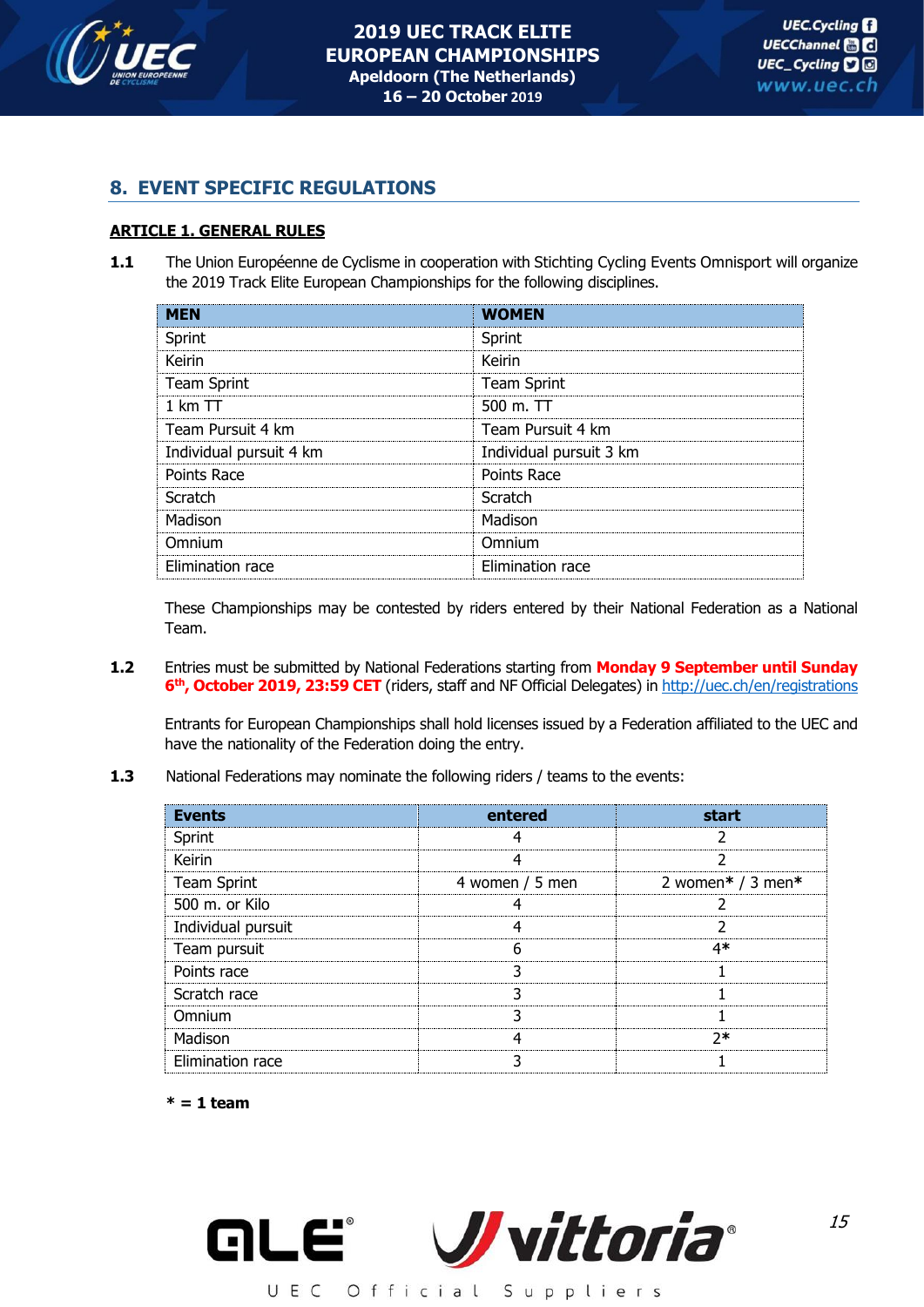## 8. EVENT SPECIFIC REGULATIONS

**ARTICLE 1. GENERAL RULES**

**1.1** The Union Européenne de Cyclisme in cooperation with Stichting Cycling Events Omnisport will organize the 2019 Track Elite European Championships for the following disciplines.

| MEN | WOMEN |
|---|---|
| Sprint | Sprint |
| Keirin | Keirin |
| Team Sprint | Team Sprint |
| 1 km TT | 500 m. TT |
| Team Pursuit 4 km | Team Pursuit 4 km |
| Individual pursuit 4 km | Individual pursuit 3 km |
| Points Race | Points Race |
| Scratch | Scratch |
| Madison | Madison |
| Omnium | Omnium |
| Elimination race | Elimination race |

These Championships may be contested by riders entered by their National Federation as a National Team.

**1.2** Entries must be submitted by National Federations starting from **Monday 9 September until Sunday 6th, October 2019, 23:59 CET** (riders, staff and NF Official Delegates) in http://uec.ch/en/registrations

Entrants for European Championships shall hold licenses issued by a Federation affiliated to the UEC and have the nationality of the Federation doing the entry.

**1.3** National Federations may nominate the following riders / teams to the events:

| Events | entered | start |
|---|---|---|
| Sprint | 4 | 2 |
| Keirin | 4 | 2 |
| Team Sprint | 4 women / 5 men | 2 women* / 3 men* |
| 500 m. or Kilo | 4 | 2 |
| Individual pursuit | 4 | 2 |
| Team pursuit | 6 | 4* |
| Points race | 3 | 1 |
| Scratch race | 3 | 1 |
| Omnium | 3 | 1 |
| Madison | 4 | 2* |
| Elimination race | 3 | 1 |

**\* = 1 team**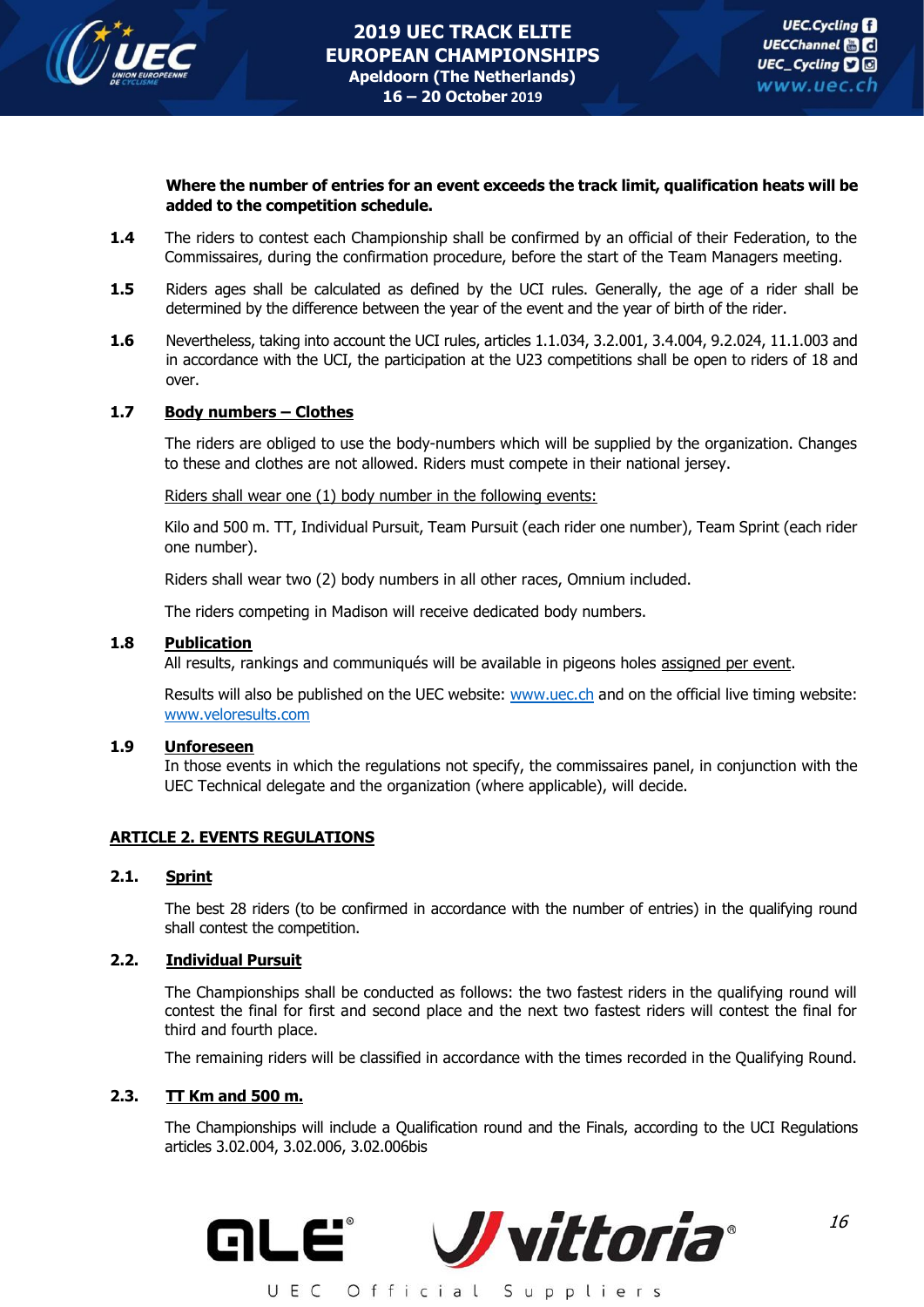**Where the number of entries for an event exceeds the track limit, qualification heats will be added to the competition schedule.**

**1.4** The riders to contest each Championship shall be confirmed by an official of their Federation, to the Commissaires, during the confirmation procedure, before the start of the Team Managers meeting.

**1.5** Riders ages shall be calculated as defined by the UCI rules. Generally, the age of a rider shall be determined by the difference between the year of the event and the year of birth of the rider.

**1.6** Nevertheless, taking into account the UCI rules, articles 1.1.034, 3.2.001, 3.4.004, 9.2.024, 11.1.003 and in accordance with the UCI, the participation at the U23 competitions shall be open to riders of 18 and over.

### 1.7 Body numbers – Clothes

The riders are obliged to use the body-numbers which will be supplied by the organization. Changes to these and clothes are not allowed. Riders must compete in their national jersey.

Riders shall wear one (1) body number in the following events:

Kilo and 500 m. TT, Individual Pursuit, Team Pursuit (each rider one number), Team Sprint (each rider one number).

Riders shall wear two (2) body numbers in all other races, Omnium included.

The riders competing in Madison will receive dedicated body numbers.

### 1.8 Publication

All results, rankings and communiqués will be available in pigeons holes assigned per event.

Results will also be published on the UEC website: www.uec.ch and on the official live timing website: www.veloresults.com

### 1.9 Unforeseen

In those events in which the regulations not specify, the commissaires panel, in conjunction with the UEC Technical delegate and the organization (where applicable), will decide.

## ARTICLE 2. EVENTS REGULATIONS

### 2.1. Sprint

The best 28 riders (to be confirmed in accordance with the number of entries) in the qualifying round shall contest the competition.

### 2.2. Individual Pursuit

The Championships shall be conducted as follows: the two fastest riders in the qualifying round will contest the final for first and second place and the next two fastest riders will contest the final for third and fourth place.

The remaining riders will be classified in accordance with the times recorded in the Qualifying Round.

### 2.3. TT Km and 500 m.

The Championships will include a Qualification round and the Finals, according to the UCI Regulations articles 3.02.004, 3.02.006, 3.02.006bis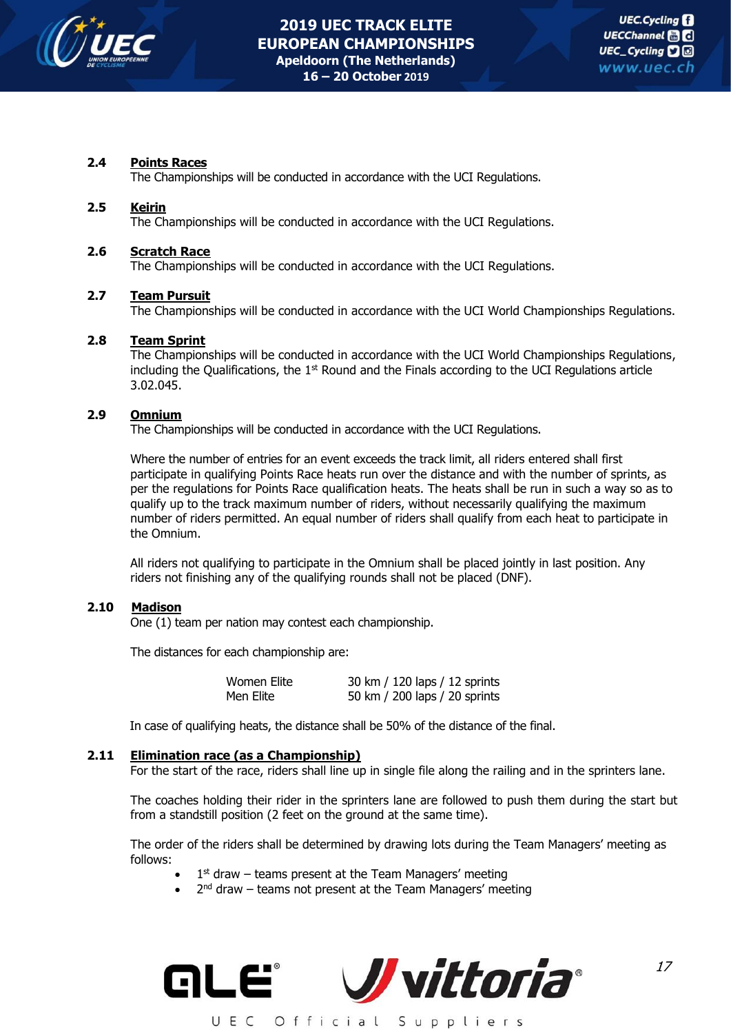### 2.4 Points Races

The Championships will be conducted in accordance with the UCI Regulations.

### 2.5 Keirin

The Championships will be conducted in accordance with the UCI Regulations.

### 2.6 Scratch Race

The Championships will be conducted in accordance with the UCI Regulations.

### 2.7 Team Pursuit

The Championships will be conducted in accordance with the UCI World Championships Regulations.

### 2.8 Team Sprint

The Championships will be conducted in accordance with the UCI World Championships Regulations, including the Qualifications, the 1st Round and the Finals according to the UCI Regulations article 3.02.045.

### 2.9 Omnium

The Championships will be conducted in accordance with the UCI Regulations.

Where the number of entries for an event exceeds the track limit, all riders entered shall first participate in qualifying Points Race heats run over the distance and with the number of sprints, as per the regulations for Points Race qualification heats. The heats shall be run in such a way so as to qualify up to the track maximum number of riders, without necessarily qualifying the maximum number of riders permitted. An equal number of riders shall qualify from each heat to participate in the Omnium.

All riders not qualifying to participate in the Omnium shall be placed jointly in last position. Any riders not finishing any of the qualifying rounds shall not be placed (DNF).

### 2.10 Madison

One (1) team per nation may contest each championship.

The distances for each championship are:

| | |
|---|---|
| Women Elite | 30 km / 120 laps / 12 sprints |
| Men Elite | 50 km / 200 laps / 20 sprints |

In case of qualifying heats, the distance shall be 50% of the distance of the final.

### 2.11 Elimination race (as a Championship)

For the start of the race, riders shall line up in single file along the railing and in the sprinters lane.

The coaches holding their rider in the sprinters lane are followed to push them during the start but from a standstill position (2 feet on the ground at the same time).

The order of the riders shall be determined by drawing lots during the Team Managers' meeting as follows:

- 1st draw – teams present at the Team Managers' meeting
- 2nd draw – teams not present at the Team Managers' meeting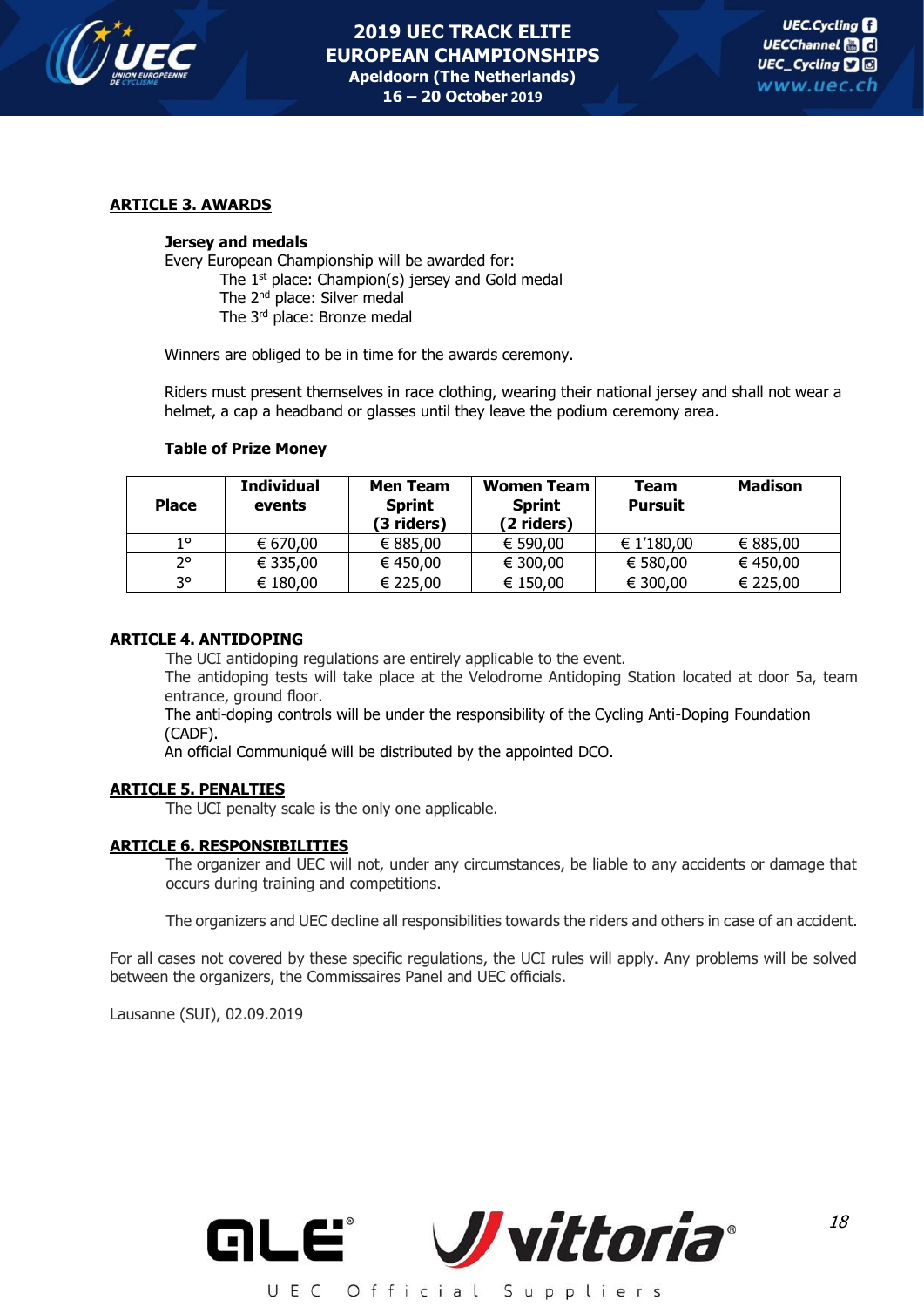## ARTICLE 3. AWARDS

**Jersey and medals**

Every European Championship will be awarded for:

The 1st place: Champion(s) jersey and Gold medal
The 2nd place: Silver medal
The 3rd place: Bronze medal

Winners are obliged to be in time for the awards ceremony.

Riders must present themselves in race clothing, wearing their national jersey and shall not wear a helmet, a cap a headband or glasses until they leave the podium ceremony area.

**Table of Prize Money**

| Place | Individual events | Men Team Sprint (3 riders) | Women Team Sprint (2 riders) | Team Pursuit | Madison |
|---|---|---|---|---|---|
| 1° | € 670,00 | € 885,00 | € 590,00 | € 1'180,00 | € 885,00 |
| 2° | € 335,00 | € 450,00 | € 300,00 | € 580,00 | € 450,00 |
| 3° | € 180,00 | € 225,00 | € 150,00 | € 300,00 | € 225,00 |

## ARTICLE 4. ANTIDOPING

The UCI antidoping regulations are entirely applicable to the event.
The antidoping tests will take place at the Velodrome Antidoping Station located at door 5a, team entrance, ground floor.
The anti-doping controls will be under the responsibility of the Cycling Anti-Doping Foundation (CADF).
An official Communiqué will be distributed by the appointed DCO.

## ARTICLE 5. PENALTIES

The UCI penalty scale is the only one applicable.

## ARTICLE 6. RESPONSIBILITIES

The organizer and UEC will not, under any circumstances, be liable to any accidents or damage that occurs during training and competitions.

The organizers and UEC decline all responsibilities towards the riders and others in case of an accident.

For all cases not covered by these specific regulations, the UCI rules will apply. Any problems will be solved between the organizers, the Commissaires Panel and UEC officials.

Lausanne (SUI), 02.09.2019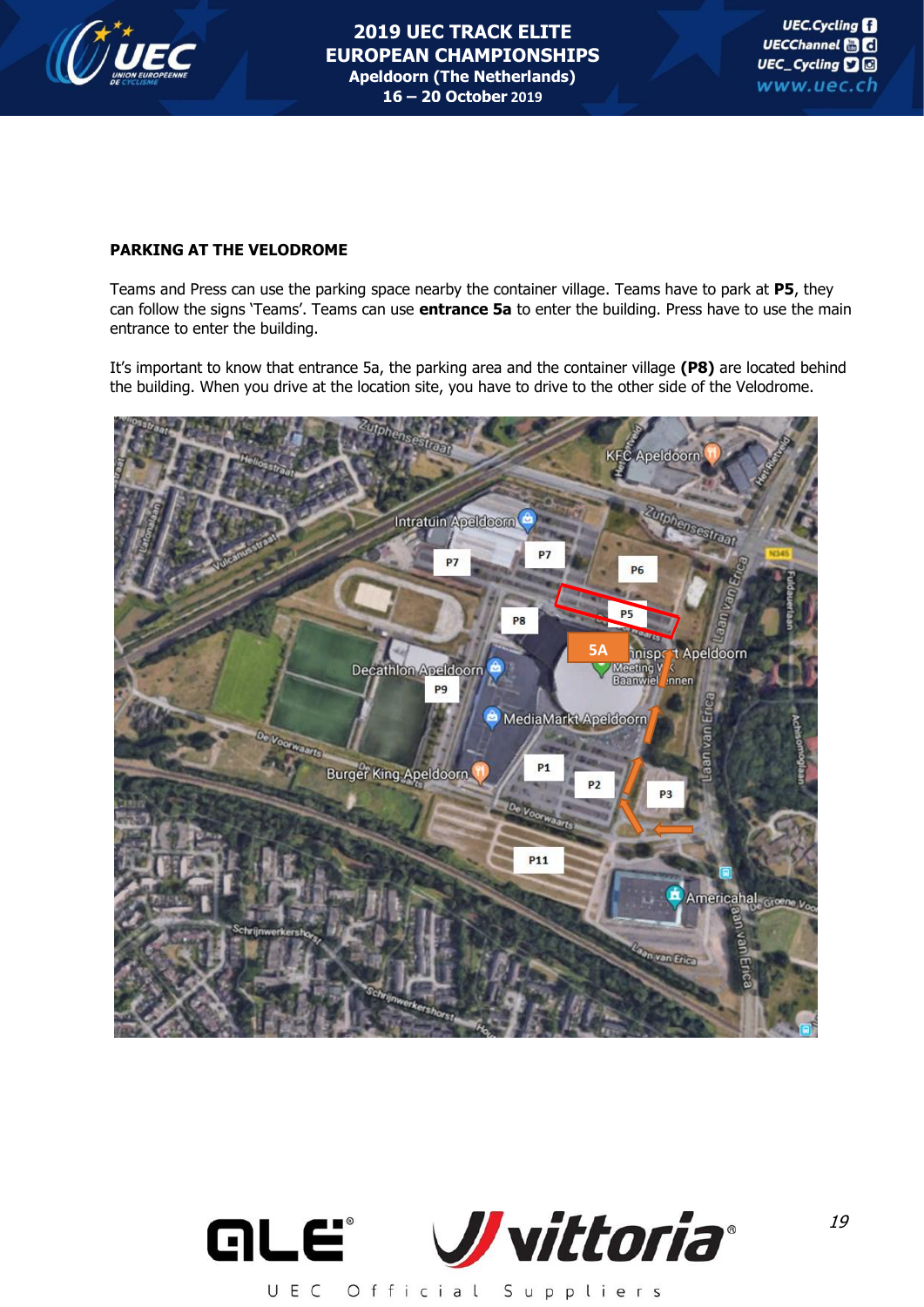**PARKING AT THE VELODROME**

Teams and Press can use the parking space nearby the container village. Teams have to park at **P5**, they can follow the signs 'Teams'. Teams can use **entrance 5a** to enter the building. Press have to use the main entrance to enter the building.

It's important to know that entrance 5a, the parking area and the container village **(P8)** are located behind the building. When you drive at the location site, you have to drive to the other side of the Velodrome.